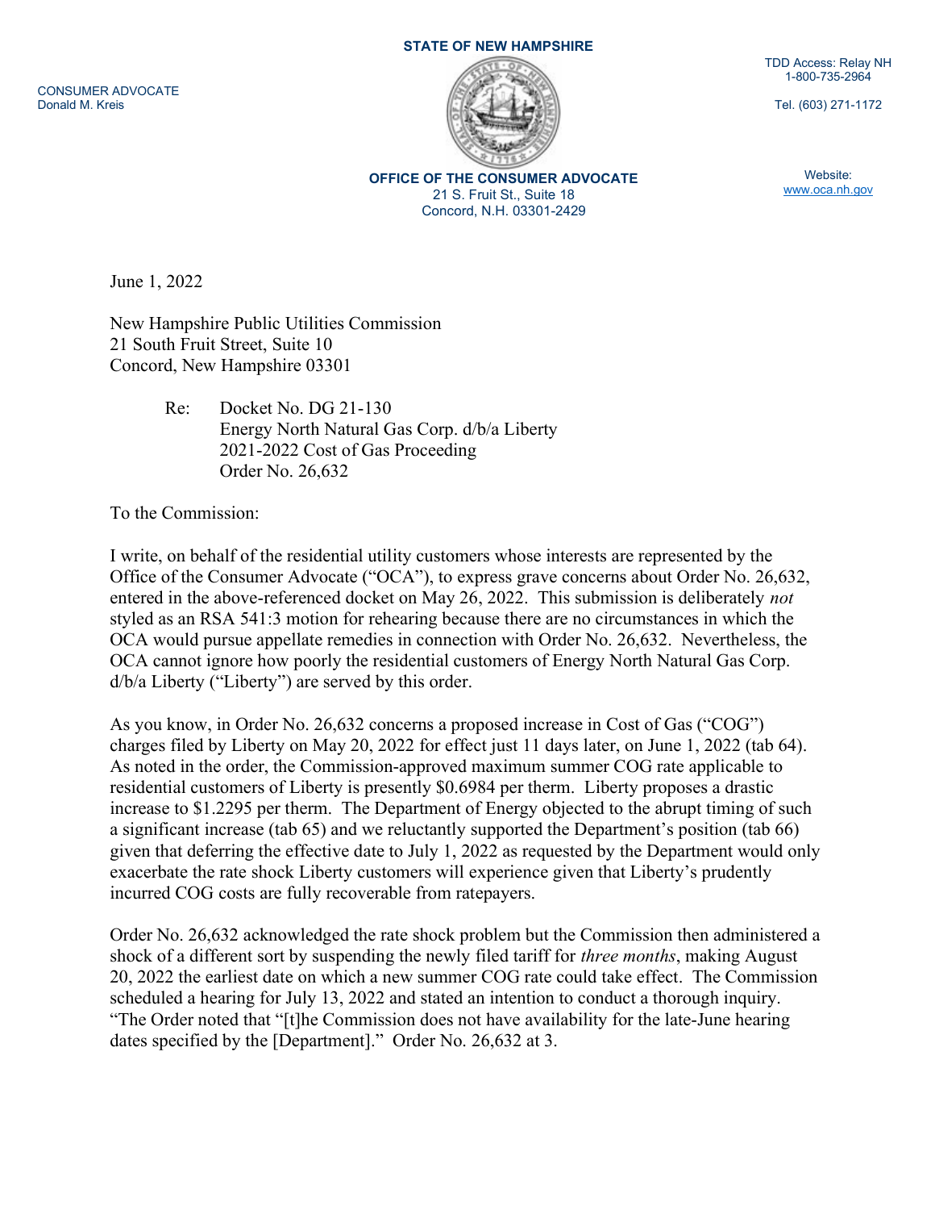STATE OF NEW HAMPSHIRE

CONSUMER ADVOCATE
Donald M. Kreis

TDD Access: Relay NH
1-800-735-2964

Tel. (603) 271-1172

**OFFICE OF THE CONSUMER ADVOCATE**
21 S. Fruit St., Suite 18
Concord, N.H. 03301-2429

Website:
www.oca.nh.gov

June 1, 2022

New Hampshire Public Utilities Commission
21 South Fruit Street, Suite 10
Concord, New Hampshire 03301

Re: Docket No. DG 21-130
Energy North Natural Gas Corp. d/b/a Liberty
2021-2022 Cost of Gas Proceeding
Order No. 26,632

To the Commission:

I write, on behalf of the residential utility customers whose interests are represented by the Office of the Consumer Advocate ("OCA"), to express grave concerns about Order No. 26,632, entered in the above-referenced docket on May 26, 2022. This submission is deliberately *not* styled as an RSA 541:3 motion for rehearing because there are no circumstances in which the OCA would pursue appellate remedies in connection with Order No. 26,632. Nevertheless, the OCA cannot ignore how poorly the residential customers of Energy North Natural Gas Corp. d/b/a Liberty ("Liberty") are served by this order.

As you know, in Order No. 26,632 concerns a proposed increase in Cost of Gas ("COG") charges filed by Liberty on May 20, 2022 for effect just 11 days later, on June 1, 2022 (tab 64). As noted in the order, the Commission-approved maximum summer COG rate applicable to residential customers of Liberty is presently $0.6984 per therm. Liberty proposes a drastic increase to $1.2295 per therm. The Department of Energy objected to the abrupt timing of such a significant increase (tab 65) and we reluctantly supported the Department's position (tab 66) given that deferring the effective date to July 1, 2022 as requested by the Department would only exacerbate the rate shock Liberty customers will experience given that Liberty's prudently incurred COG costs are fully recoverable from ratepayers.

Order No. 26,632 acknowledged the rate shock problem but the Commission then administered a shock of a different sort by suspending the newly filed tariff for *three months*, making August 20, 2022 the earliest date on which a new summer COG rate could take effect. The Commission scheduled a hearing for July 13, 2022 and stated an intention to conduct a thorough inquiry. "The Order noted that "[t]he Commission does not have availability for the late-June hearing dates specified by the [Department]." Order No. 26,632 at 3.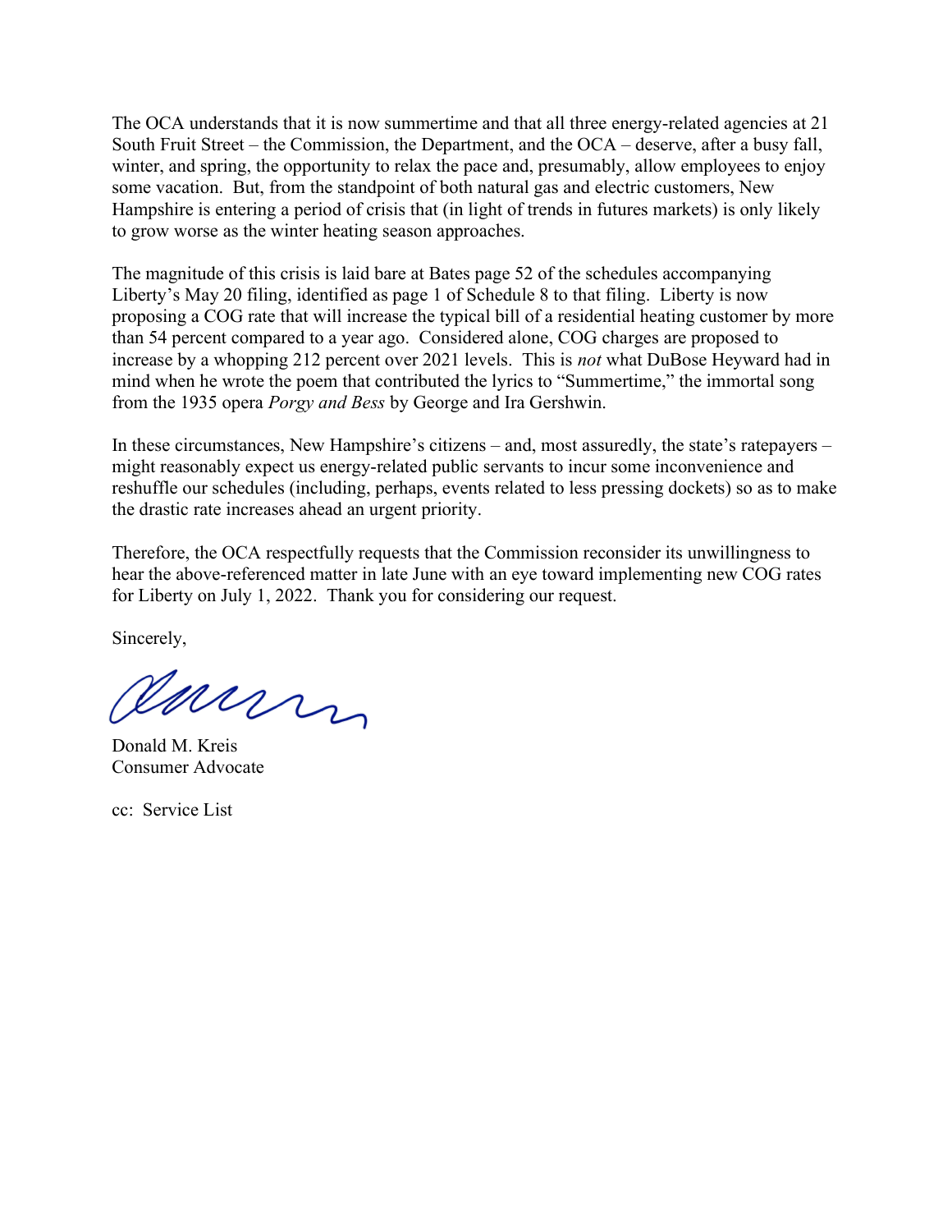The OCA understands that it is now summertime and that all three energy-related agencies at 21 South Fruit Street – the Commission, the Department, and the OCA – deserve, after a busy fall, winter, and spring, the opportunity to relax the pace and, presumably, allow employees to enjoy some vacation. But, from the standpoint of both natural gas and electric customers, New Hampshire is entering a period of crisis that (in light of trends in futures markets) is only likely to grow worse as the winter heating season approaches.

The magnitude of this crisis is laid bare at Bates page 52 of the schedules accompanying Liberty's May 20 filing, identified as page 1 of Schedule 8 to that filing. Liberty is now proposing a COG rate that will increase the typical bill of a residential heating customer by more than 54 percent compared to a year ago. Considered alone, COG charges are proposed to increase by a whopping 212 percent over 2021 levels. This is *not* what DuBose Heyward had in mind when he wrote the poem that contributed the lyrics to "Summertime," the immortal song from the 1935 opera *Porgy and Bess* by George and Ira Gershwin.

In these circumstances, New Hampshire's citizens – and, most assuredly, the state's ratepayers – might reasonably expect us energy-related public servants to incur some inconvenience and reshuffle our schedules (including, perhaps, events related to less pressing dockets) so as to make the drastic rate increases ahead an urgent priority.

Therefore, the OCA respectfully requests that the Commission reconsider its unwillingness to hear the above-referenced matter in late June with an eye toward implementing new COG rates for Liberty on July 1, 2022. Thank you for considering our request.

Sincerely,

Donald M. Kreis
Consumer Advocate

cc: Service List